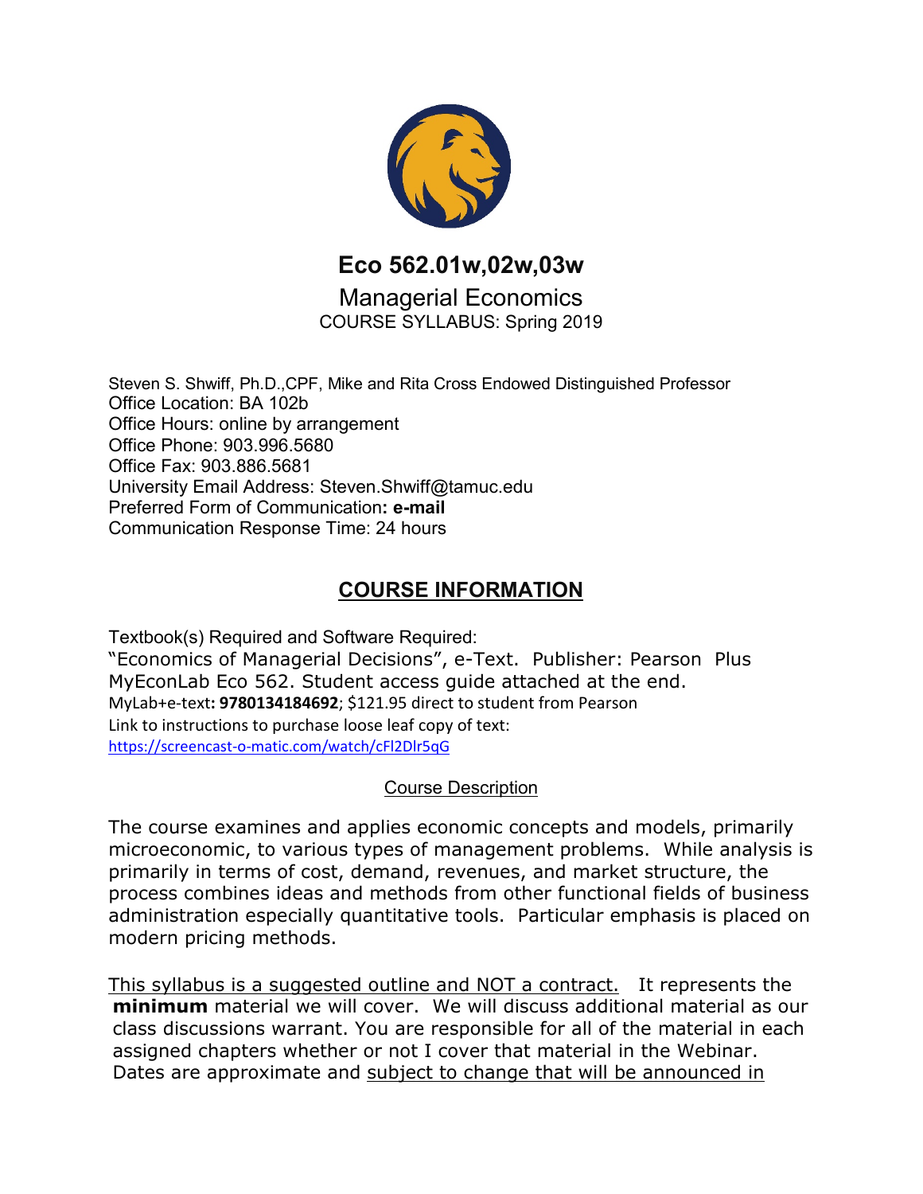# Eco 562.01w,02w,03w

## Managerial Economics

COURSE SYLLABUS: Spring 2019

Steven S. Shwiff, Ph.D.,CPF, Mike and Rita Cross Endowed Distinguished Professor
Office Location: BA 102b
Office Hours: online by arrangement
Office Phone: 903.996.5680
Office Fax: 903.886.5681
University Email Address: Steven.Shwiff@tamuc.edu
Preferred Form of Communication**: e-mail**
Communication Response Time: 24 hours

## COURSE INFORMATION

Textbook(s) Required and Software Required:
"Economics of Managerial Decisions", e-Text. Publisher: Pearson Plus MyEconLab Eco 562. Student access guide attached at the end.
MyLab+e-text**: 9780134184692**; $121.95 direct to student from Pearson
Link to instructions to purchase loose leaf copy of text:
https://screencast-o-matic.com/watch/cFl2Dlr5qG

### Course Description

The course examines and applies economic concepts and models, primarily microeconomic, to various types of management problems. While analysis is primarily in terms of cost, demand, revenues, and market structure, the process combines ideas and methods from other functional fields of business administration especially quantitative tools. Particular emphasis is placed on modern pricing methods.

This syllabus is a suggested outline and NOT a contract. It represents the **minimum** material we will cover. We will discuss additional material as our class discussions warrant. You are responsible for all of the material in each assigned chapters whether or not I cover that material in the Webinar. Dates are approximate and subject to change that will be announced in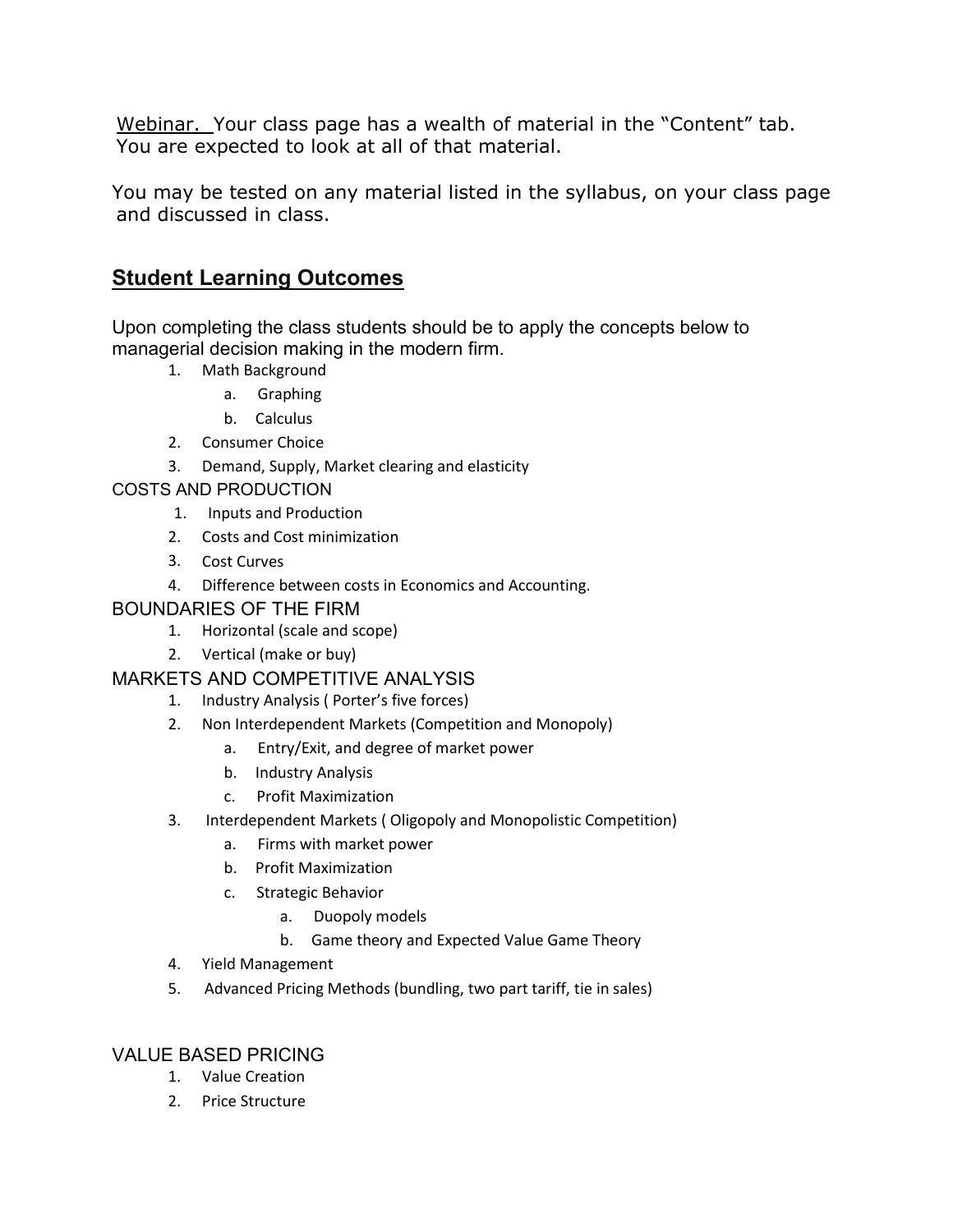Webinar. Your class page has a wealth of material in the "Content" tab. You are expected to look at all of that material.

You may be tested on any material listed in the syllabus, on your class page and discussed in class.

## Student Learning Outcomes

Upon completing the class students should be to apply the concepts below to managerial decision making in the modern firm.

1. Math Background
   a. Graphing
   b. Calculus
2. Consumer Choice
3. Demand, Supply, Market clearing and elasticity

COSTS AND PRODUCTION

1. Inputs and Production
2. Costs and Cost minimization
3. Cost Curves
4. Difference between costs in Economics and Accounting.

BOUNDARIES OF THE FIRM

1. Horizontal (scale and scope)
2. Vertical (make or buy)

MARKETS AND COMPETITIVE ANALYSIS

1. Industry Analysis ( Porter's five forces)
2. Non Interdependent Markets (Competition and Monopoly)
   a. Entry/Exit, and degree of market power
   b. Industry Analysis
   c. Profit Maximization
3. Interdependent Markets ( Oligopoly and Monopolistic Competition)
   a. Firms with market power
   b. Profit Maximization
   c. Strategic Behavior
      a. Duopoly models
      b. Game theory and Expected Value Game Theory
4. Yield Management
5. Advanced Pricing Methods (bundling, two part tariff, tie in sales)

VALUE BASED PRICING

1. Value Creation
2. Price Structure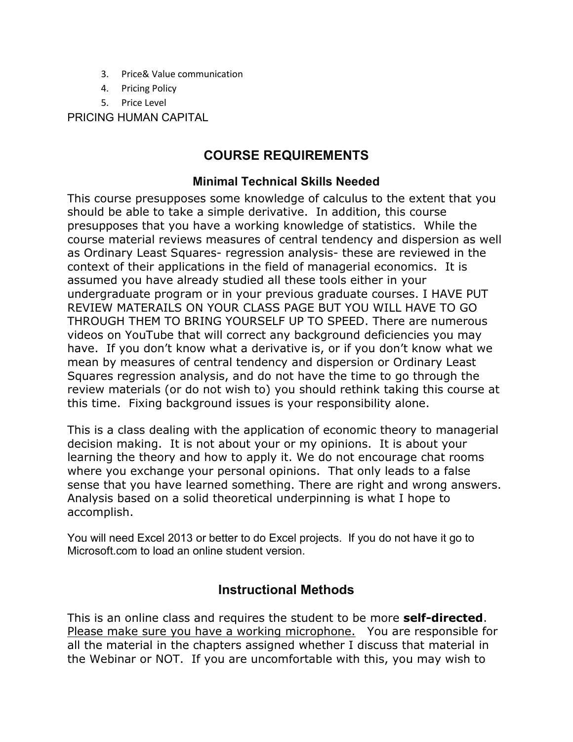3. Price& Value communication
4. Pricing Policy
5. Price Level

PRICING HUMAN CAPITAL

## COURSE REQUIREMENTS

### Minimal Technical Skills Needed

This course presupposes some knowledge of calculus to the extent that you should be able to take a simple derivative. In addition, this course presupposes that you have a working knowledge of statistics. While the course material reviews measures of central tendency and dispersion as well as Ordinary Least Squares- regression analysis- these are reviewed in the context of their applications in the field of managerial economics. It is assumed you have already studied all these tools either in your undergraduate program or in your previous graduate courses. I HAVE PUT REVIEW MATERAILS ON YOUR CLASS PAGE BUT YOU WILL HAVE TO GO THROUGH THEM TO BRING YOURSELF UP TO SPEED. There are numerous videos on YouTube that will correct any background deficiencies you may have. If you don't know what a derivative is, or if you don't know what we mean by measures of central tendency and dispersion or Ordinary Least Squares regression analysis, and do not have the time to go through the review materials (or do not wish to) you should rethink taking this course at this time. Fixing background issues is your responsibility alone.

This is a class dealing with the application of economic theory to managerial decision making. It is not about your or my opinions. It is about your learning the theory and how to apply it. We do not encourage chat rooms where you exchange your personal opinions. That only leads to a false sense that you have learned something. There are right and wrong answers. Analysis based on a solid theoretical underpinning is what I hope to accomplish.

You will need Excel 2013 or better to do Excel projects. If you do not have it go to Microsoft.com to load an online student version.

### Instructional Methods

This is an online class and requires the student to be more **self-directed**. <u>Please make sure you have a working microphone.</u> You are responsible for all the material in the chapters assigned whether I discuss that material in the Webinar or NOT. If you are uncomfortable with this, you may wish to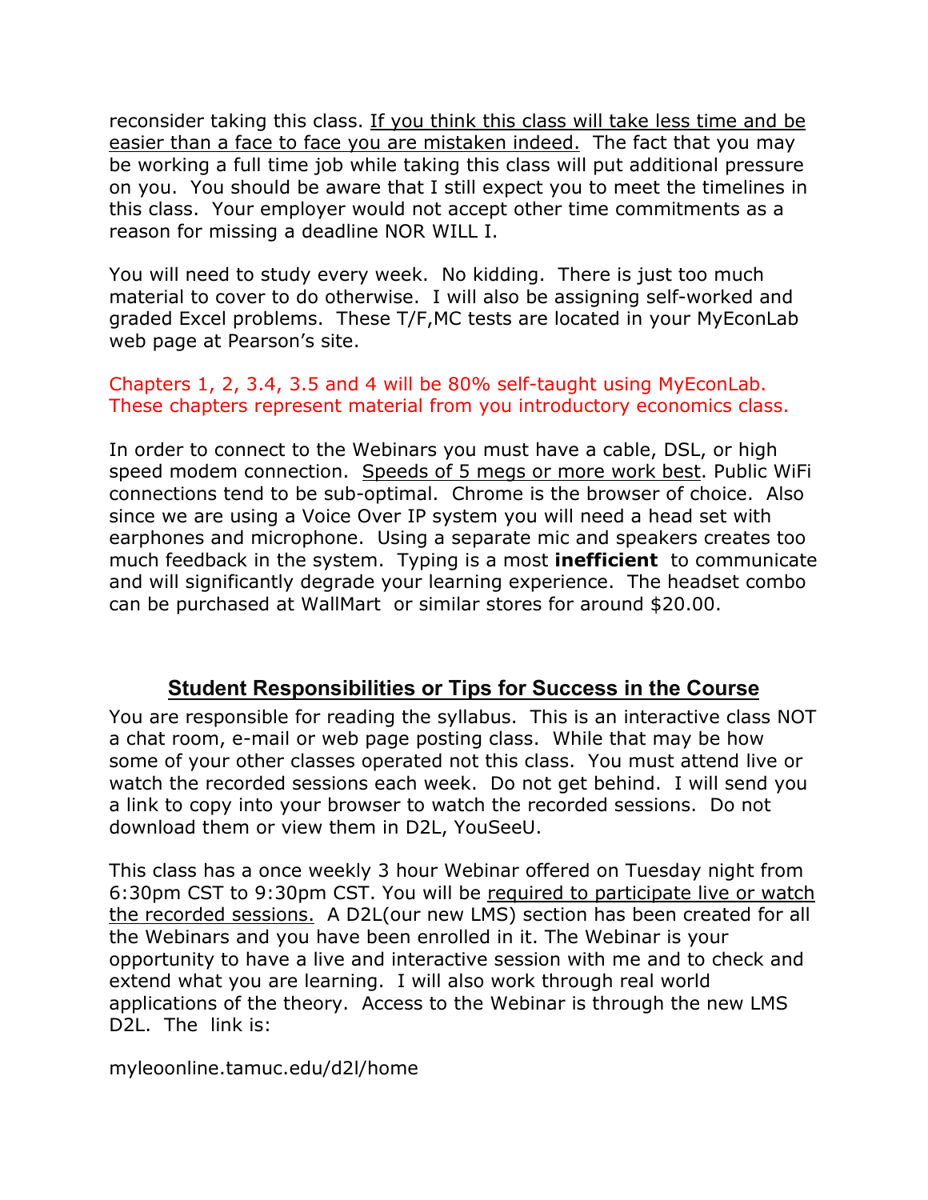reconsider taking this class. <u>If you think this class will take less time and be easier than a face to face you are mistaken indeed.</u> The fact that you may be working a full time job while taking this class will put additional pressure on you. You should be aware that I still expect you to meet the timelines in this class. Your employer would not accept other time commitments as a reason for missing a deadline NOR WILL I.

You will need to study every week. No kidding. There is just too much material to cover to do otherwise. I will also be assigning self-worked and graded Excel problems. These T/F,MC tests are located in your MyEconLab web page at Pearson's site.

Chapters 1, 2, 3.4, 3.5 and 4 will be 80% self-taught using MyEconLab. These chapters represent material from you introductory economics class.

In order to connect to the Webinars you must have a cable, DSL, or high speed modem connection. <u>Speeds of 5 megs or more work best</u>. Public WiFi connections tend to be sub-optimal. Chrome is the browser of choice. Also since we are using a Voice Over IP system you will need a head set with earphones and microphone. Using a separate mic and speakers creates too much feedback in the system. Typing is a most **inefficient** to communicate and will significantly degrade your learning experience. The headset combo can be purchased at WallMart or similar stores for around $20.00.

## Student Responsibilities or Tips for Success in the Course

You are responsible for reading the syllabus. This is an interactive class NOT a chat room, e-mail or web page posting class. While that may be how some of your other classes operated not this class. You must attend live or watch the recorded sessions each week. Do not get behind. I will send you a link to copy into your browser to watch the recorded sessions. Do not download them or view them in D2L, YouSeeU.

This class has a once weekly 3 hour Webinar offered on Tuesday night from 6:30pm CST to 9:30pm CST. You will be <u>required to participate live or watch the recorded sessions.</u> A D2L(our new LMS) section has been created for all the Webinars and you have been enrolled in it. The Webinar is your opportunity to have a live and interactive session with me and to check and extend what you are learning. I will also work through real world applications of the theory. Access to the Webinar is through the new LMS D2L. The link is:

myleoonline.tamuc.edu/d2l/home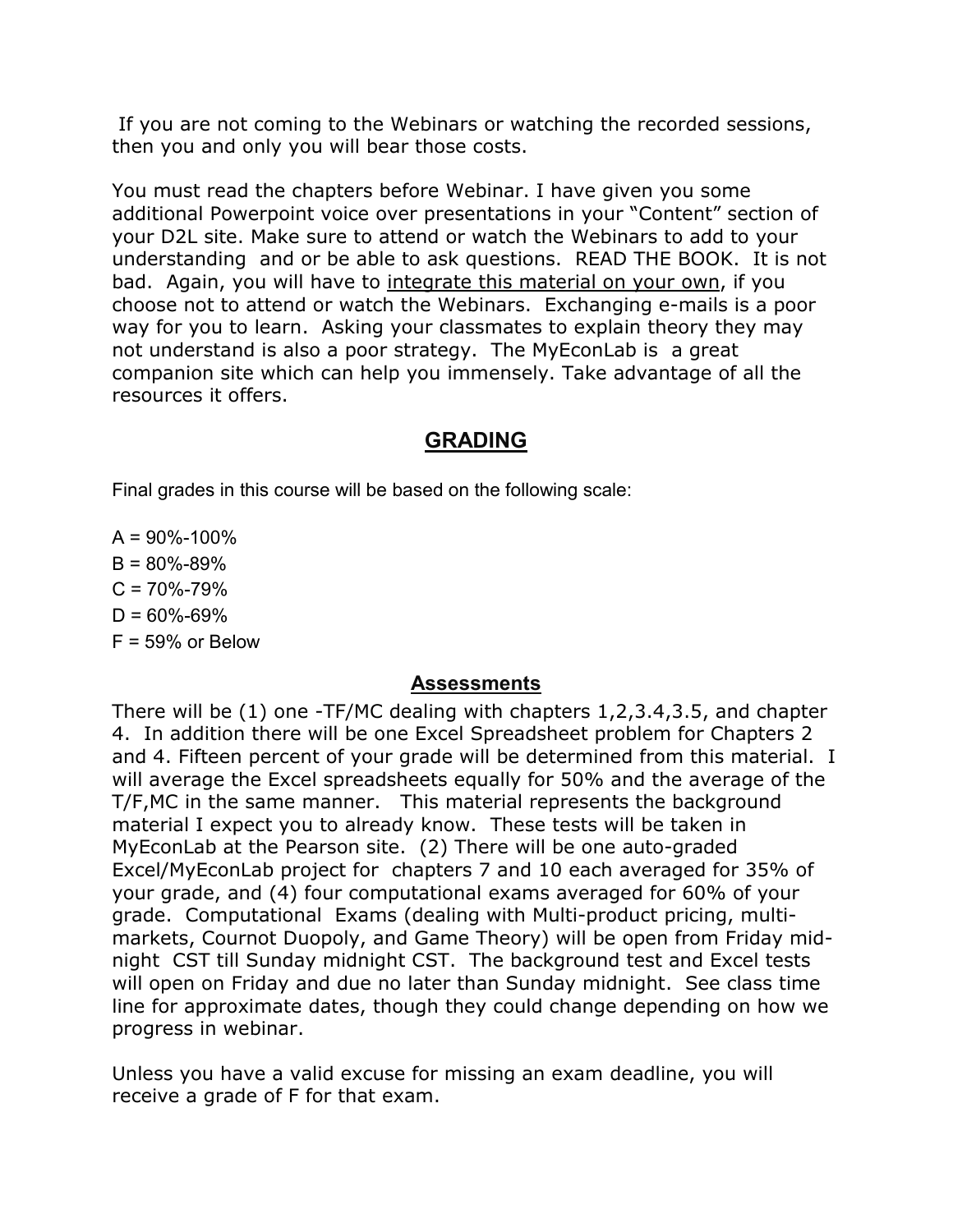If you are not coming to the Webinars or watching the recorded sessions, then you and only you will bear those costs.

You must read the chapters before Webinar. I have given you some additional Powerpoint voice over presentations in your "Content" section of your D2L site. Make sure to attend or watch the Webinars to add to your understanding and or be able to ask questions. READ THE BOOK. It is not bad. Again, you will have to <u>integrate this material on your own</u>, if you choose not to attend or watch the Webinars. Exchanging e-mails is a poor way for you to learn. Asking your classmates to explain theory they may not understand is also a poor strategy. The MyEconLab is a great companion site which can help you immensely. Take advantage of all the resources it offers.

## GRADING

Final grades in this course will be based on the following scale:

A = 90%-100%
B = 80%-89%
C = 70%-79%
D = 60%-69%
F = 59% or Below

### Assessments

There will be (1) one -TF/MC dealing with chapters 1,2,3.4,3.5, and chapter 4. In addition there will be one Excel Spreadsheet problem for Chapters 2 and 4. Fifteen percent of your grade will be determined from this material. I will average the Excel spreadsheets equally for 50% and the average of the T/F,MC in the same manner. This material represents the background material I expect you to already know. These tests will be taken in MyEconLab at the Pearson site. (2) There will be one auto-graded Excel/MyEconLab project for chapters 7 and 10 each averaged for 35% of your grade, and (4) four computational exams averaged for 60% of your grade. Computational Exams (dealing with Multi-product pricing, multi-markets, Cournot Duopoly, and Game Theory) will be open from Friday mid-night CST till Sunday midnight CST. The background test and Excel tests will open on Friday and due no later than Sunday midnight. See class time line for approximate dates, though they could change depending on how we progress in webinar.

Unless you have a valid excuse for missing an exam deadline, you will receive a grade of F for that exam.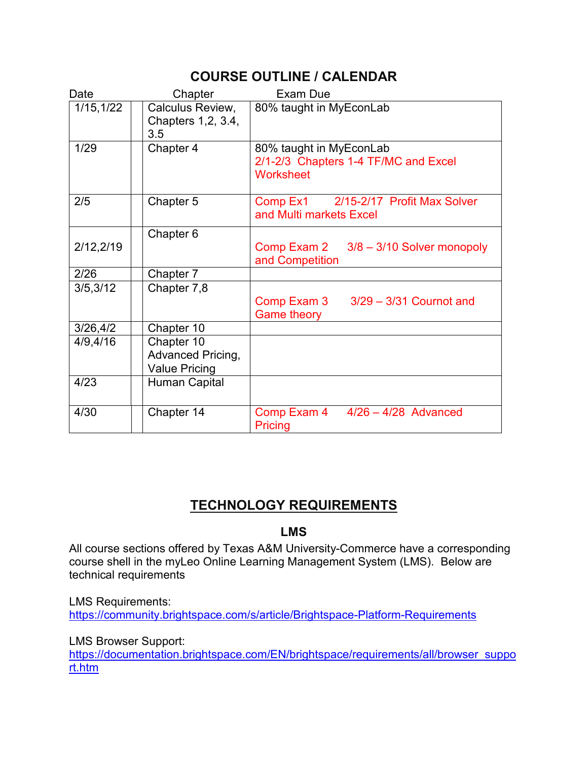## COURSE OUTLINE / CALENDAR

| Date | Chapter | Exam Due |
|---|---|---|
| 1/15,1/22 | Calculus Review, Chapters 1,2, 3.4, 3.5 | 80% taught in MyEconLab |
| 1/29 | Chapter 4 | 80% taught in MyEconLab<br>2/1-2/3 Chapters 1-4 TF/MC and Excel Worksheet |
| 2/5 | Chapter 5 | Comp Ex1 2/15-2/17 Profit Max Solver and Multi markets Excel |
| 2/12,2/19 | Chapter 6 | Comp Exam 2 3/8 – 3/10 Solver monopoly and Competition |
| 2/26 | Chapter 7 | |
| 3/5,3/12 | Chapter 7,8 | Comp Exam 3 3/29 – 3/31 Cournot and Game theory |
| 3/26,4/2 | Chapter 10 | |
| 4/9,4/16 | Chapter 10 Advanced Pricing, Value Pricing | |
| 4/23 | Human Capital | |
| 4/30 | Chapter 14 | Comp Exam 4 4/26 – 4/28 Advanced Pricing |

## TECHNOLOGY REQUIREMENTS

### LMS

All course sections offered by Texas A&M University-Commerce have a corresponding course shell in the myLeo Online Learning Management System (LMS). Below are technical requirements

LMS Requirements:
https://community.brightspace.com/s/article/Brightspace-Platform-Requirements

LMS Browser Support:
https://documentation.brightspace.com/EN/brightspace/requirements/all/browser_support.htm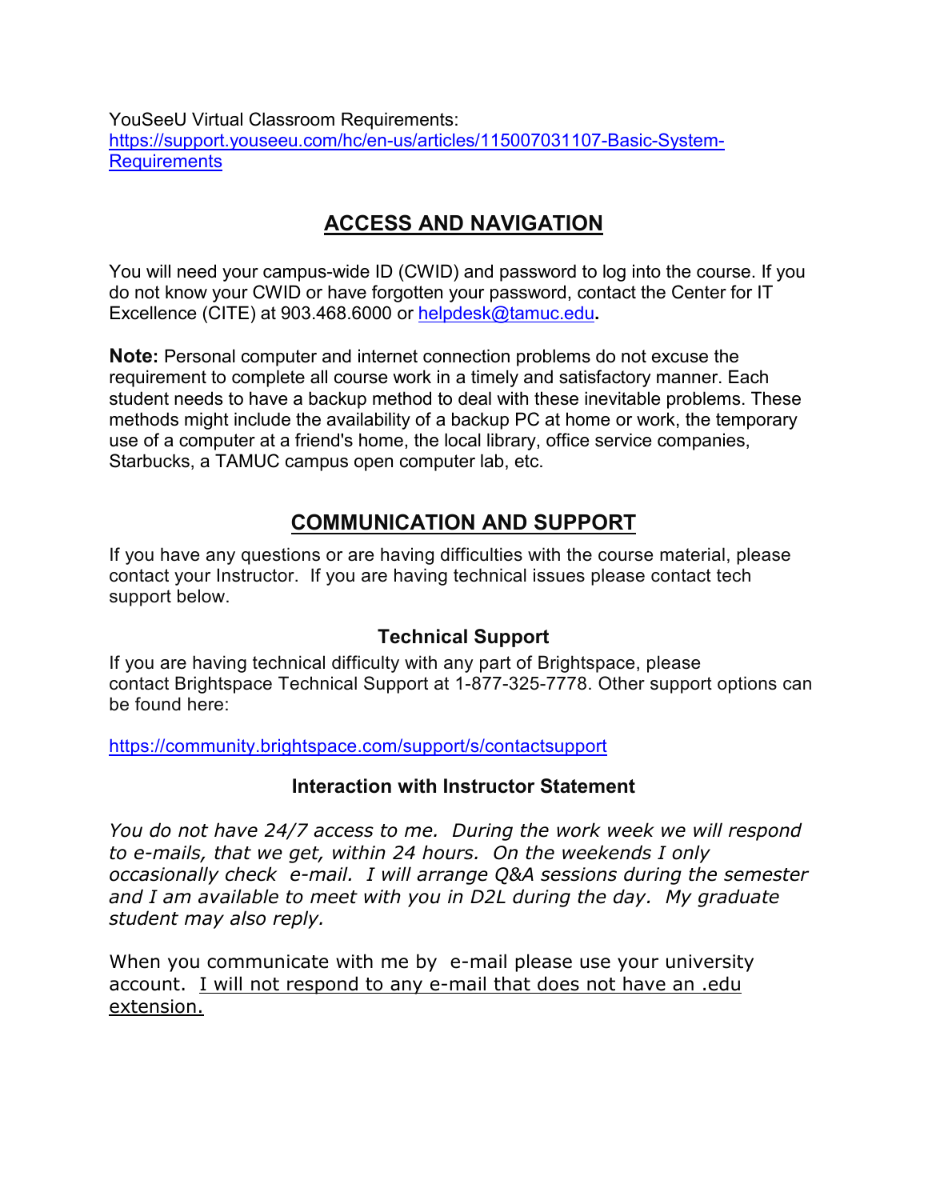YouSeeU Virtual Classroom Requirements:
[https://support.youseeu.com/hc/en-us/articles/115007031107-Basic-System-Requirements](https://support.youseeu.com/hc/en-us/articles/115007031107-Basic-System-Requirements)

## ACCESS AND NAVIGATION

You will need your campus-wide ID (CWID) and password to log into the course. If you do not know your CWID or have forgotten your password, contact the Center for IT Excellence (CITE) at 903.468.6000 or [helpdesk@tamuc.edu](mailto:helpdesk@tamuc.edu)**.**

**Note:** Personal computer and internet connection problems do not excuse the requirement to complete all course work in a timely and satisfactory manner. Each student needs to have a backup method to deal with these inevitable problems. These methods might include the availability of a backup PC at home or work, the temporary use of a computer at a friend's home, the local library, office service companies, Starbucks, a TAMUC campus open computer lab, etc.

## COMMUNICATION AND SUPPORT

If you have any questions or are having difficulties with the course material, please contact your Instructor. If you are having technical issues please contact tech support below.

### Technical Support

If you are having technical difficulty with any part of Brightspace, please contact Brightspace Technical Support at 1-877-325-7778. Other support options can be found here:

[https://community.brightspace.com/support/s/contactsupport](https://community.brightspace.com/support/s/contactsupport)

### Interaction with Instructor Statement

*You do not have 24/7 access to me. During the work week we will respond to e-mails, that we get, within 24 hours. On the weekends I only occasionally check e-mail. I will arrange Q&A sessions during the semester and I am available to meet with you in D2L during the day. My graduate student may also reply.*

When you communicate with me by e-mail please use your university account. <u>I will not respond to any e-mail that does not have an .edu extension.</u>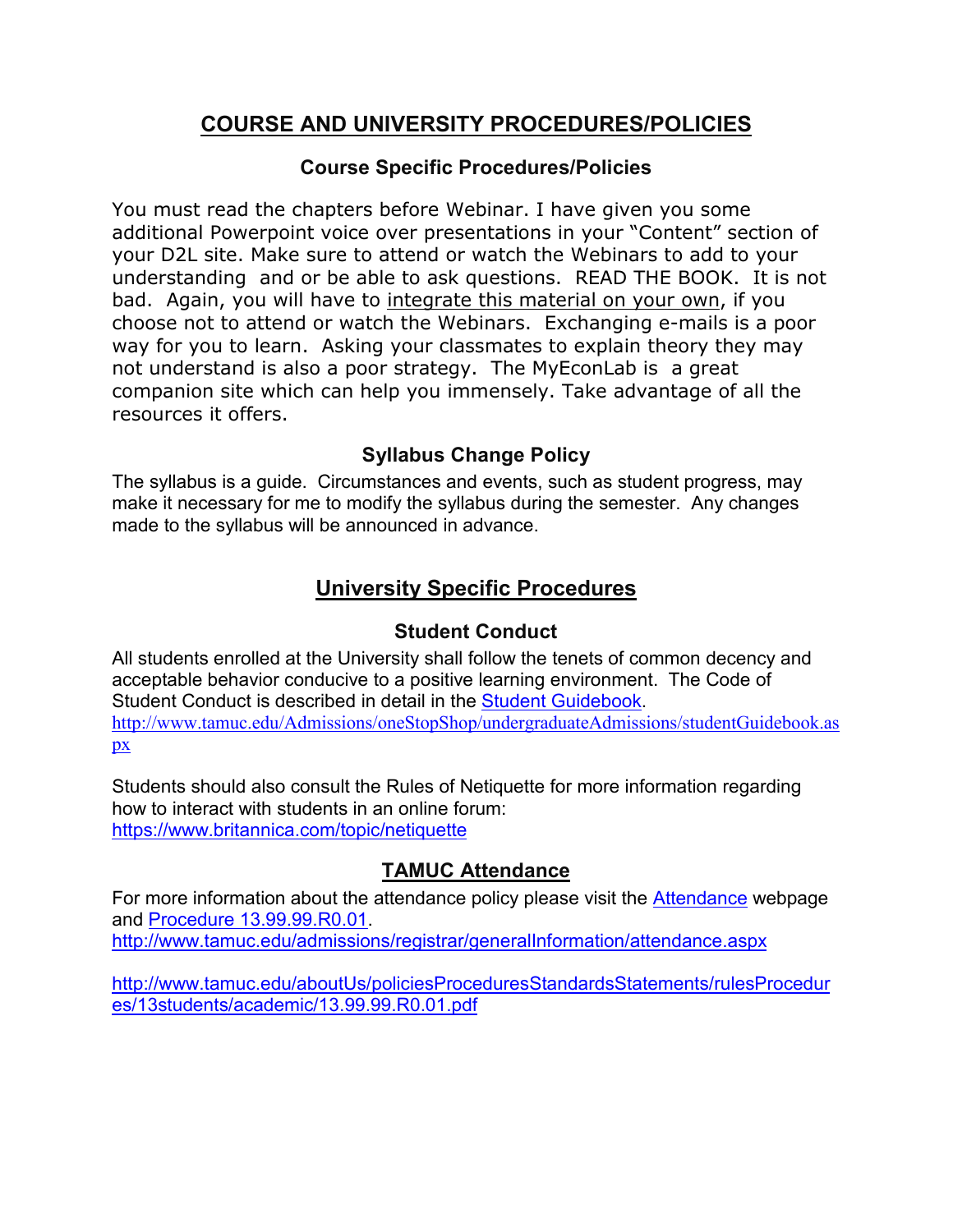# COURSE AND UNIVERSITY PROCEDURES/POLICIES

### Course Specific Procedures/Policies

You must read the chapters before Webinar. I have given you some additional Powerpoint voice over presentations in your "Content" section of your D2L site. Make sure to attend or watch the Webinars to add to your understanding and or be able to ask questions. READ THE BOOK. It is not bad. Again, you will have to <u>integrate this material on your own</u>, if you choose not to attend or watch the Webinars. Exchanging e-mails is a poor way for you to learn. Asking your classmates to explain theory they may not understand is also a poor strategy. The MyEconLab is a great companion site which can help you immensely. Take advantage of all the resources it offers.

### Syllabus Change Policy

The syllabus is a guide. Circumstances and events, such as student progress, may make it necessary for me to modify the syllabus during the semester. Any changes made to the syllabus will be announced in advance.

## University Specific Procedures

### Student Conduct

All students enrolled at the University shall follow the tenets of common decency and acceptable behavior conducive to a positive learning environment. The Code of Student Conduct is described in detail in the [Student Guidebook](http://www.tamuc.edu/Admissions/oneStopShop/undergraduateAdmissions/studentGuidebook.aspx).
http://www.tamuc.edu/Admissions/oneStopShop/undergraduateAdmissions/studentGuidebook.aspx

Students should also consult the Rules of Netiquette for more information regarding how to interact with students in an online forum:
https://www.britannica.com/topic/netiquette

### TAMUC Attendance

For more information about the attendance policy please visit the [Attendance](http://www.tamuc.edu/admissions/registrar/generalInformation/attendance.aspx) webpage and [Procedure 13.99.99.R0.01](http://www.tamuc.edu/aboutUs/policiesProceduresStandardsStatements/rulesProcedures/13students/academic/13.99.99.R0.01.pdf).
http://www.tamuc.edu/admissions/registrar/generalInformation/attendance.aspx

http://www.tamuc.edu/aboutUs/policiesProceduresStandardsStatements/rulesProcedures/13students/academic/13.99.99.R0.01.pdf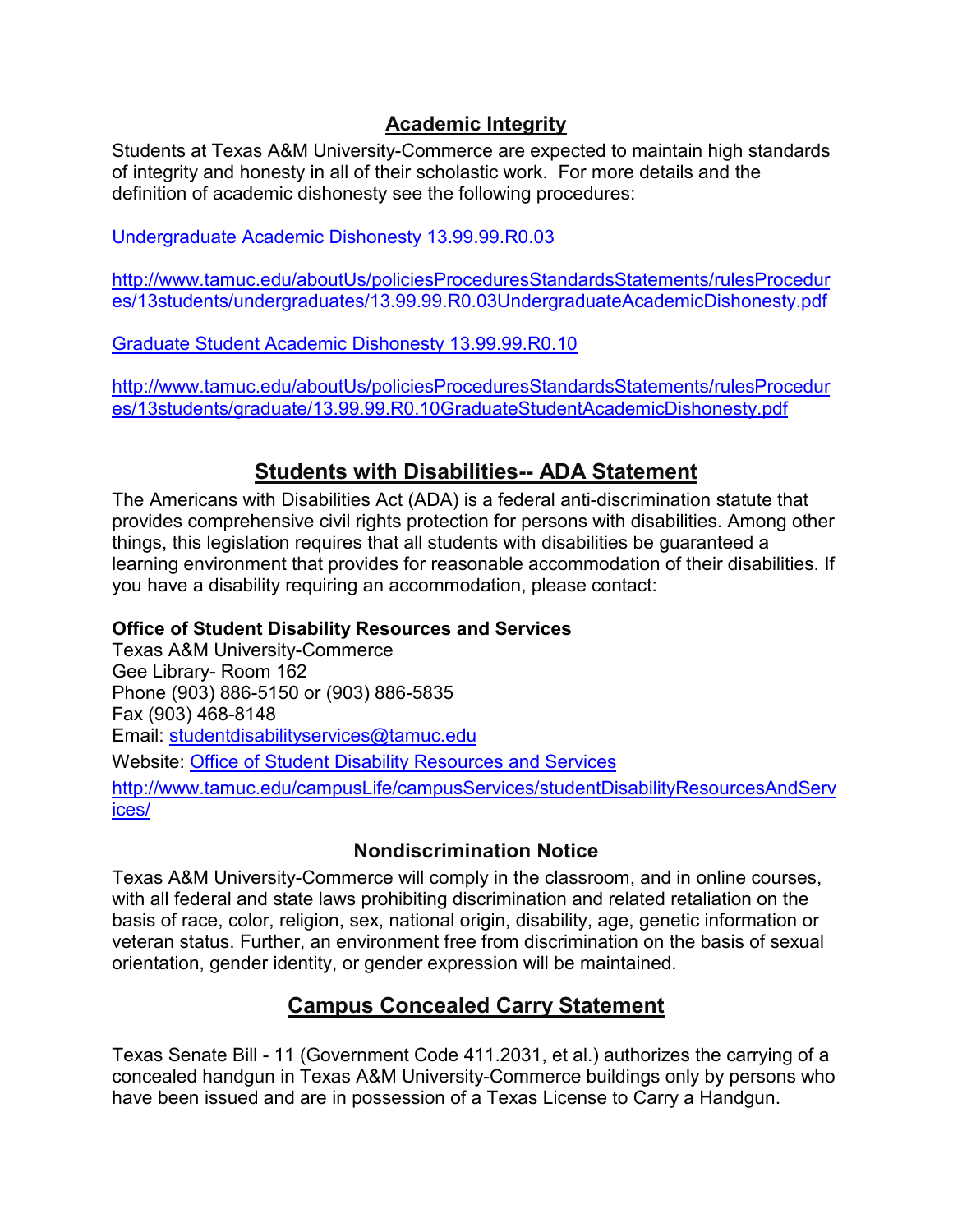## Academic Integrity

Students at Texas A&M University-Commerce are expected to maintain high standards of integrity and honesty in all of their scholastic work. For more details and the definition of academic dishonesty see the following procedures:

[Undergraduate Academic Dishonesty 13.99.99.R0.03](http://www.tamuc.edu/aboutUs/policiesProceduresStandardsStatements/rulesProcedures/13students/undergraduates/13.99.99.R0.03UndergraduateAcademicDishonesty.pdf)

http://www.tamuc.edu/aboutUs/policiesProceduresStandardsStatements/rulesProcedures/13students/undergraduates/13.99.99.R0.03UndergraduateAcademicDishonesty.pdf

[Graduate Student Academic Dishonesty 13.99.99.R0.10](http://www.tamuc.edu/aboutUs/policiesProceduresStandardsStatements/rulesProcedures/13students/graduate/13.99.99.R0.10GraduateStudentAcademicDishonesty.pdf)

http://www.tamuc.edu/aboutUs/policiesProceduresStandardsStatements/rulesProcedures/13students/graduate/13.99.99.R0.10GraduateStudentAcademicDishonesty.pdf

## Students with Disabilities-- ADA Statement

The Americans with Disabilities Act (ADA) is a federal anti-discrimination statute that provides comprehensive civil rights protection for persons with disabilities. Among other things, this legislation requires that all students with disabilities be guaranteed a learning environment that provides for reasonable accommodation of their disabilities. If you have a disability requiring an accommodation, please contact:

**Office of Student Disability Resources and Services**
Texas A&M University-Commerce
Gee Library- Room 162
Phone (903) 886-5150 or (903) 886-5835
Fax (903) 468-8148
Email: studentdisabilityservices@tamuc.edu
Website: [Office of Student Disability Resources and Services](http://www.tamuc.edu/campusLife/campusServices/studentDisabilityResourcesAndServices/)
http://www.tamuc.edu/campusLife/campusServices/studentDisabilityResourcesAndServices/

### Nondiscrimination Notice

Texas A&M University-Commerce will comply in the classroom, and in online courses, with all federal and state laws prohibiting discrimination and related retaliation on the basis of race, color, religion, sex, national origin, disability, age, genetic information or veteran status. Further, an environment free from discrimination on the basis of sexual orientation, gender identity, or gender expression will be maintained.

## Campus Concealed Carry Statement

Texas Senate Bill - 11 (Government Code 411.2031, et al.) authorizes the carrying of a concealed handgun in Texas A&M University-Commerce buildings only by persons who have been issued and are in possession of a Texas License to Carry a Handgun.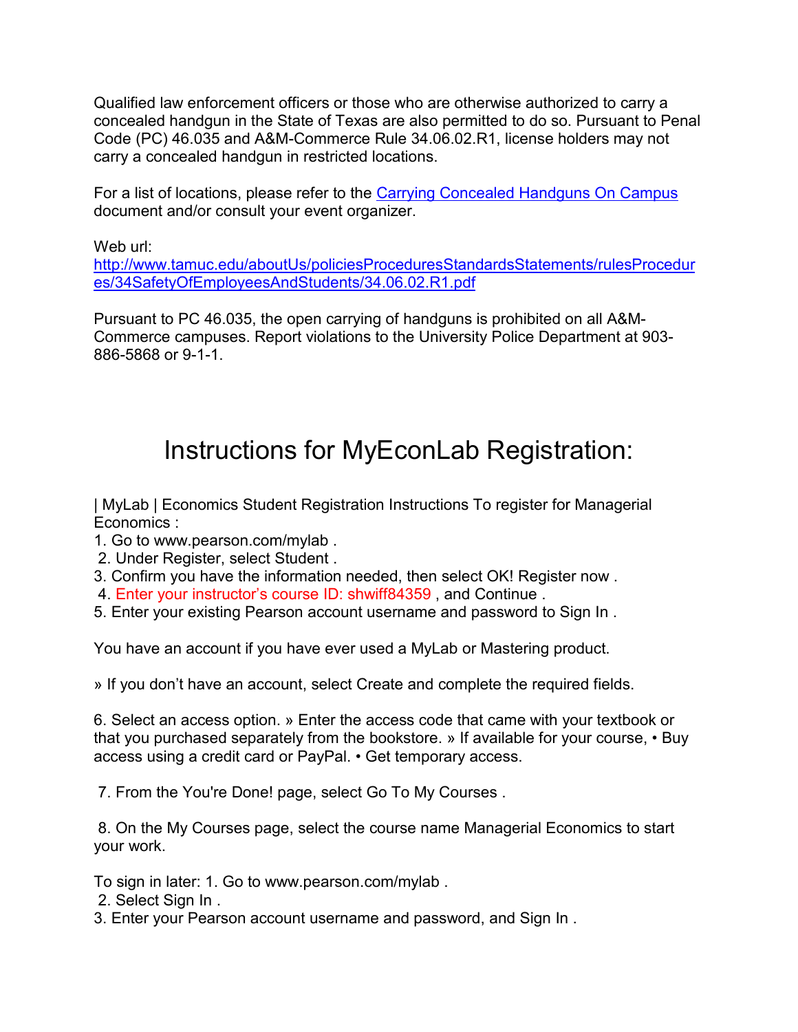Qualified law enforcement officers or those who are otherwise authorized to carry a concealed handgun in the State of Texas are also permitted to do so. Pursuant to Penal Code (PC) 46.035 and A&M-Commerce Rule 34.06.02.R1, license holders may not carry a concealed handgun in restricted locations.

For a list of locations, please refer to the [Carrying Concealed Handguns On Campus](http://www.tamuc.edu/aboutUs/policiesProceduresStandardsStatements/rulesProcedures/34SafetyOfEmployeesAndStudents/34.06.02.R1.pdf) document and/or consult your event organizer.

Web url:
[http://www.tamuc.edu/aboutUs/policiesProceduresStandardsStatements/rulesProcedures/34SafetyOfEmployeesAndStudents/34.06.02.R1.pdf](http://www.tamuc.edu/aboutUs/policiesProceduresStandardsStatements/rulesProcedures/34SafetyOfEmployeesAndStudents/34.06.02.R1.pdf)

Pursuant to PC 46.035, the open carrying of handguns is prohibited on all A&M-Commerce campuses. Report violations to the University Police Department at 903-886-5868 or 9-1-1.

# Instructions for MyEconLab Registration:

| MyLab | Economics Student Registration Instructions To register for Managerial Economics :

1. Go to www.pearson.com/mylab .
2. Under Register, select Student .
3. Confirm you have the information needed, then select OK! Register now .
4. Enter your instructor's course ID: shwiff84359 , and Continue .
5. Enter your existing Pearson account username and password to Sign In .

You have an account if you have ever used a MyLab or Mastering product.

» If you don't have an account, select Create and complete the required fields.

6. Select an access option. » Enter the access code that came with your textbook or that you purchased separately from the bookstore. » If available for your course, • Buy access using a credit card or PayPal. • Get temporary access.

7. From the You're Done! page, select Go To My Courses .

8. On the My Courses page, select the course name Managerial Economics to start your work.

To sign in later: 1. Go to www.pearson.com/mylab .
2. Select Sign In .
3. Enter your Pearson account username and password, and Sign In .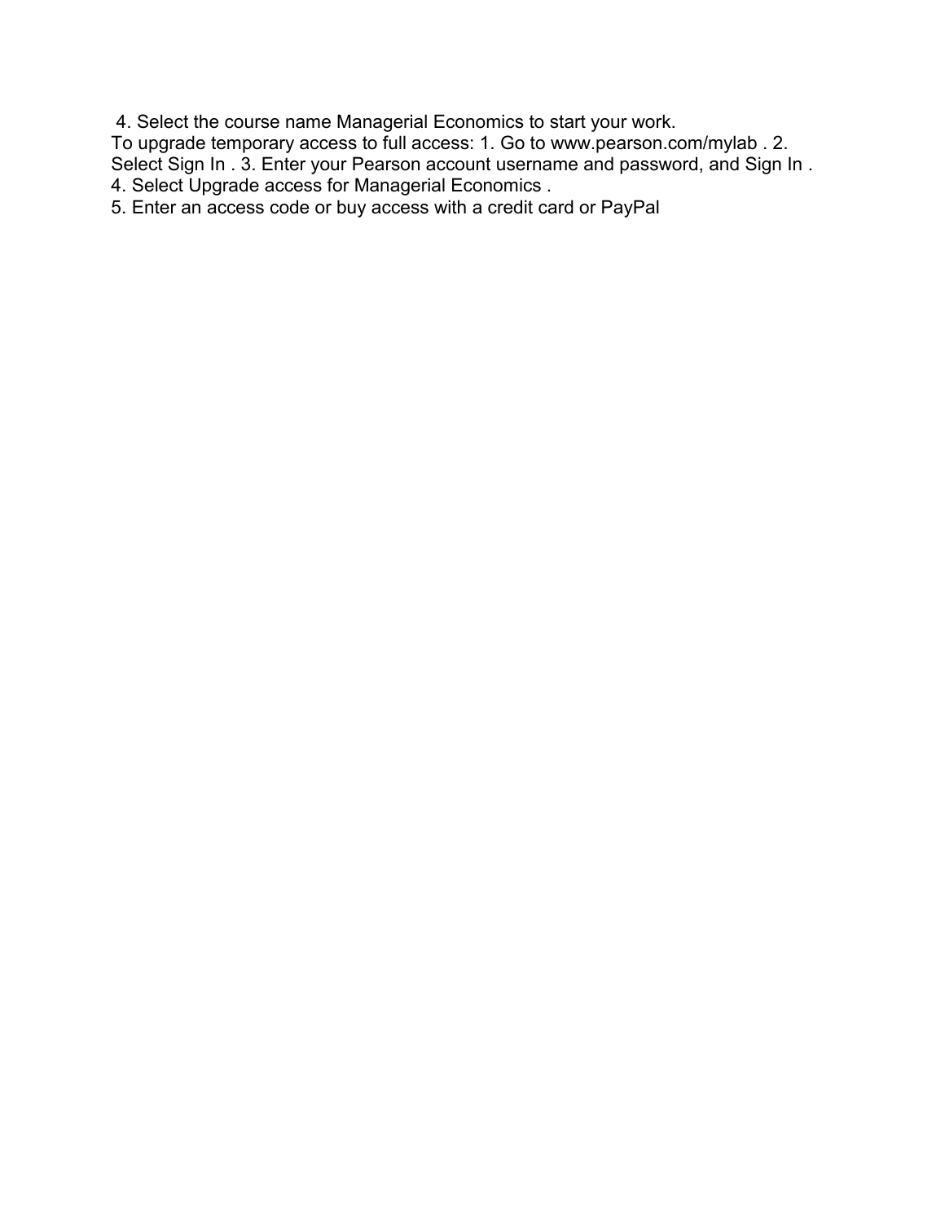4. Select the course name Managerial Economics to start your work.

To upgrade temporary access to full access: 1. Go to www.pearson.com/mylab . 2. Select Sign In . 3. Enter your Pearson account username and password, and Sign In .

4. Select Upgrade access for Managerial Economics .

5. Enter an access code or buy access with a credit card or PayPal